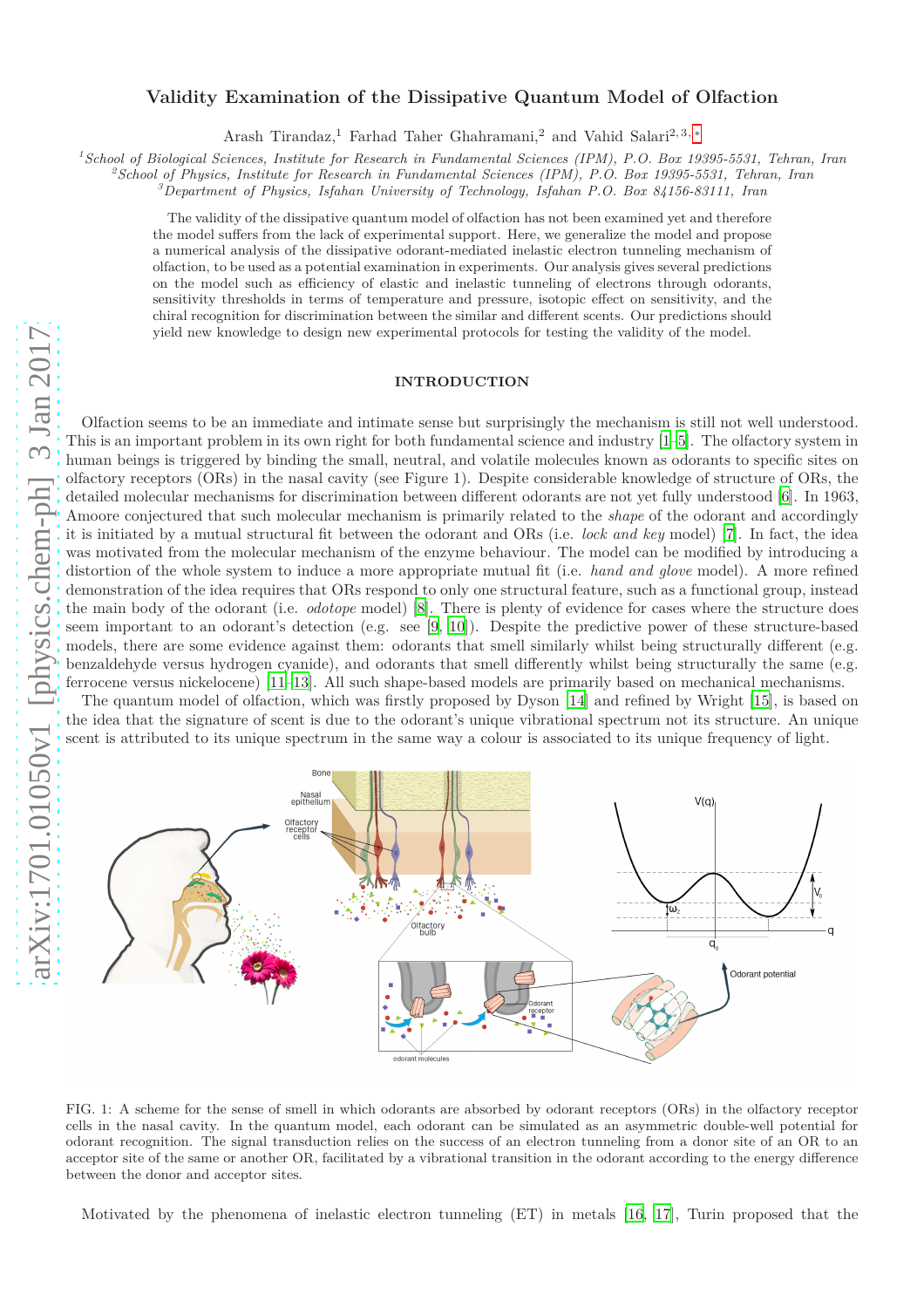# Validity Examination of the Dissipative Quantum Model of Olfaction

Arash Tirandaz,[1] Farhad Taher Ghahramani,[2] and Vahid Salari[2,3,*]

[1]School of Biological Sciences, Institute for Research in Fundamental Sciences (IPM), P.O. Box 19395-5531, Tehran, Iran
[2]School of Physics, Institute for Research in Fundamental Sciences (IPM), P.O. Box 19395-5531, Tehran, Iran
[3]Department of Physics, Isfahan University of Technology, Isfahan P.O. Box 84156-83111, Iran

The validity of the dissipative quantum model of olfaction has not been examined yet and therefore the model suffers from the lack of experimental support. Here, we generalize the model and propose a numerical analysis of the dissipative odorant-mediated inelastic electron tunneling mechanism of olfaction, to be used as a potential examination in experiments. Our analysis gives several predictions on the model such as efficiency of elastic and inelastic tunneling of electrons through odorants, sensitivity thresholds in terms of temperature and pressure, isotopic effect on sensitivity, and the chiral recognition for discrimination between the similar and different scents. Our predictions should yield new knowledge to design new experimental protocols for testing the validity of the model.

## INTRODUCTION

Olfaction seems to be an immediate and intimate sense but surprisingly the mechanism is still not well understood. This is an important problem in its own right for both fundamental science and industry [1–5]. The olfactory system in human beings is triggered by binding the small, neutral, and volatile molecules known as odorants to specific sites on olfactory receptors (ORs) in the nasal cavity (see Figure 1). Despite considerable knowledge of structure of ORs, the detailed molecular mechanisms for discrimination between different odorants are not yet fully understood [6]. In 1963, Amoore conjectured that such molecular mechanism is primarily related to the *shape* of the odorant and accordingly it is initiated by a mutual structural fit between the odorant and ORs (i.e. *lock and key* model) [7]. In fact, the idea was motivated from the molecular mechanism of the enzyme behaviour. The model can be modified by introducing a distortion of the whole system to induce a more appropriate mutual fit (i.e. *hand and glove* model). A more refined demonstration of the idea requires that ORs respond to only one structural feature, such as a functional group, instead the main body of the odorant (i.e. *odotope* model) [8]. There is plenty of evidence for cases where the structure does seem important to an odorant's detection (e.g. see [9, 10]). Despite the predictive power of these structure-based models, there are some evidence against them: odorants that smell similarly whilst being structurally different (e.g. benzaldehyde versus hydrogen cyanide), and odorants that smell differently whilst being structurally the same (e.g. ferrocene versus nickelocene) [11–13]. All such shape-based models are primarily based on mechanical mechanisms.

The quantum model of olfaction, which was firstly proposed by Dyson [14] and refined by Wright [15], is based on the idea that the signature of scent is due to the odorant's unique vibrational spectrum not its structure. An unique scent is attributed to its unique spectrum in the same way a colour is associated to its unique frequency of light.

FIG. 1: A scheme for the sense of smell in which odorants are absorbed by odorant receptors (ORs) in the olfactory receptor cells in the nasal cavity. In the quantum model, each odorant can be simulated as an asymmetric double-well potential for odorant recognition. The signal transduction relies on the success of an electron tunneling from a donor site of an OR to an acceptor site of the same or another OR, facilitated by a vibrational transition in the odorant according to the energy difference between the donor and acceptor sites.

Motivated by the phenomena of inelastic electron tunneling (ET) in metals [16, 17], Turin proposed that the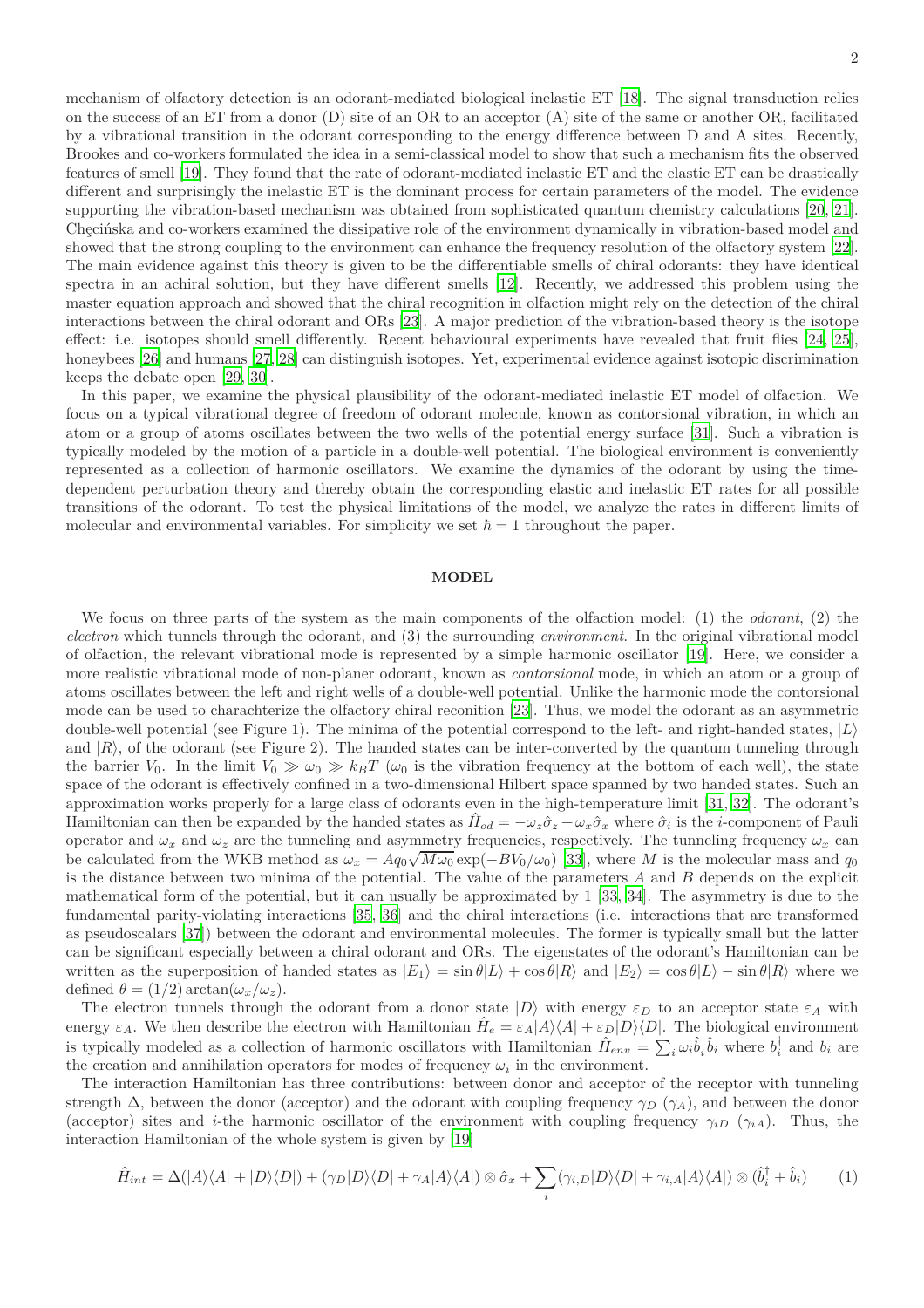mechanism of olfactory detection is an odorant-mediated biological inelastic ET [18]. The signal transduction relies on the success of an ET from a donor (D) site of an OR to an acceptor (A) site of the same or another OR, facilitated by a vibrational transition in the odorant corresponding to the energy difference between D and A sites. Recently, Brookes and co-workers formulated the idea in a semi-classical model to show that such a mechanism fits the observed features of smell [19]. They found that the rate of odorant-mediated inelastic ET and the elastic ET can be drastically different and surprisingly the inelastic ET is the dominant process for certain parameters of the model. The evidence supporting the vibration-based mechanism was obtained from sophisticated quantum chemistry calculations [20, 21]. Chęcińska and co-workers examined the dissipative role of the environment dynamically in vibration-based model and showed that the strong coupling to the environment can enhance the frequency resolution of the olfactory system [22]. The main evidence against this theory is given to be the differentiable smells of chiral odorants: they have identical spectra in an achiral solution, but they have different smells [12]. Recently, we addressed this problem using the master equation approach and showed that the chiral recognition in olfaction might rely on the detection of the chiral interactions between the chiral odorant and ORs [23]. A major prediction of the vibration-based theory is the isotope effect: i.e. isotopes should smell differently. Recent behavioural experiments have revealed that fruit flies [24, 25], honeybees [26] and humans [27, 28] can distinguish isotopes. Yet, experimental evidence against isotopic discrimination keeps the debate open [29, 30].

In this paper, we examine the physical plausibility of the odorant-mediated inelastic ET model of olfaction. We focus on a typical vibrational degree of freedom of odorant molecule, known as contorsional vibration, in which an atom or a group of atoms oscillates between the two wells of the potential energy surface [31]. Such a vibration is typically modeled by the motion of a particle in a double-well potential. The biological environment is conveniently represented as a collection of harmonic oscillators. We examine the dynamics of the odorant by using the time-dependent perturbation theory and thereby obtain the corresponding elastic and inelastic ET rates for all possible transitions of the odorant. To test the physical limitations of the model, we analyze the rates in different limits of molecular and environmental variables. For simplicity we set $\hbar = 1$ throughout the paper.

## MODEL

We focus on three parts of the system as the main components of the olfaction model: (1) the *odorant*, (2) the *electron* which tunnels through the odorant, and (3) the surrounding *environment*. In the original vibrational model of olfaction, the relevant vibrational mode is represented by a simple harmonic oscillator [19]. Here, we consider a more realistic vibrational mode of non-planer odorant, known as *contorsional* mode, in which an atom or a group of atoms oscillates between the left and right wells of a double-well potential. Unlike the harmonic mode the contorsional mode can be used to charachterize the olfactory chiral reconition [23]. Thus, we model the odorant as an asymmetric double-well potential (see Figure 1). The minima of the potential correspond to the left- and right-handed states, $|L\rangle$ and $|R\rangle$, of the odorant (see Figure 2). The handed states can be inter-converted by the quantum tunneling through the barrier $V_0$. In the limit $V_0 \gg \omega_0 \gg k_B T$ ($\omega_0$ is the vibration frequency at the bottom of each well), the state space of the odorant is effectively confined in a two-dimensional Hilbert space spanned by two handed states. Such an approximation works properly for a large class of odorants even in the high-temperature limit [31, 32]. The odorant's Hamiltonian can then be expanded by the handed states as $\hat{H}_{od} = -\omega_z \hat{\sigma}_z + \omega_x \hat{\sigma}_x$ where $\hat{\sigma}_i$ is the $i$-component of Pauli operator and $\omega_x$ and $\omega_z$ are the tunneling and asymmetry frequencies, respectively. The tunneling frequency $\omega_x$ can be calculated from the WKB method as $\omega_x = A q_0 \sqrt{M\omega_0} \exp(-BV_0/\omega_0)$ [33], where $M$ is the molecular mass and $q_0$ is the distance between two minima of the potential. The value of the parameters $A$ and $B$ depends on the explicit mathematical form of the potential, but it can usually be approximated by 1 [33, 34]. The asymmetry is due to the fundamental parity-violating interactions [35, 36] and the chiral interactions (i.e. interactions that are transformed as pseudoscalars [37]) between the odorant and environmental molecules. The former is typically small but the latter can be significant especially between a chiral odorant and ORs. The eigenstates of the odorant's Hamiltonian can be written as the superposition of handed states as $|E_1\rangle = \sin\theta|L\rangle + \cos\theta|R\rangle$ and $|E_2\rangle = \cos\theta|L\rangle - \sin\theta|R\rangle$ where we defined $\theta = (1/2)\arctan(\omega_x/\omega_z)$.

The electron tunnels through the odorant from a donor state $|D\rangle$ with energy $\varepsilon_D$ to an acceptor state $\varepsilon_A$ with energy $\varepsilon_A$. We then describe the electron with Hamiltonian $\hat{H}_e = \varepsilon_A|A\rangle\langle A| + \varepsilon_D|D\rangle\langle D|$. The biological environment is typically modeled as a collection of harmonic oscillators with Hamiltonian $\hat{H}_{env} = \sum_i \omega_i \hat{b}_i^\dagger \hat{b}_i$ where $b_i^\dagger$ and $b_i$ are the creation and annihilation operators for modes of frequency $\omega_i$ in the environment.

The interaction Hamiltonian has three contributions: between donor and acceptor of the receptor with tunneling strength $\Delta$, between the donor (acceptor) and the odorant with coupling frequency $\gamma_D$ ($\gamma_A$), and between the donor (acceptor) sites and $i$-the harmonic oscillator of the environment with coupling frequency $\gamma_{iD}$ ($\gamma_{iA}$). Thus, the interaction Hamiltonian of the whole system is given by [19]

$$\hat{H}_{int} = \Delta(|A\rangle\langle A| + |D\rangle\langle D|) + (\gamma_D|D\rangle\langle D| + \gamma_A|A\rangle\langle A|) \otimes \hat{\sigma}_x + \sum_i (\gamma_{i,D}|D\rangle\langle D| + \gamma_{i,A}|A\rangle\langle A|) \otimes (\hat{b}_i^\dagger + \hat{b}_i) \tag{1}$$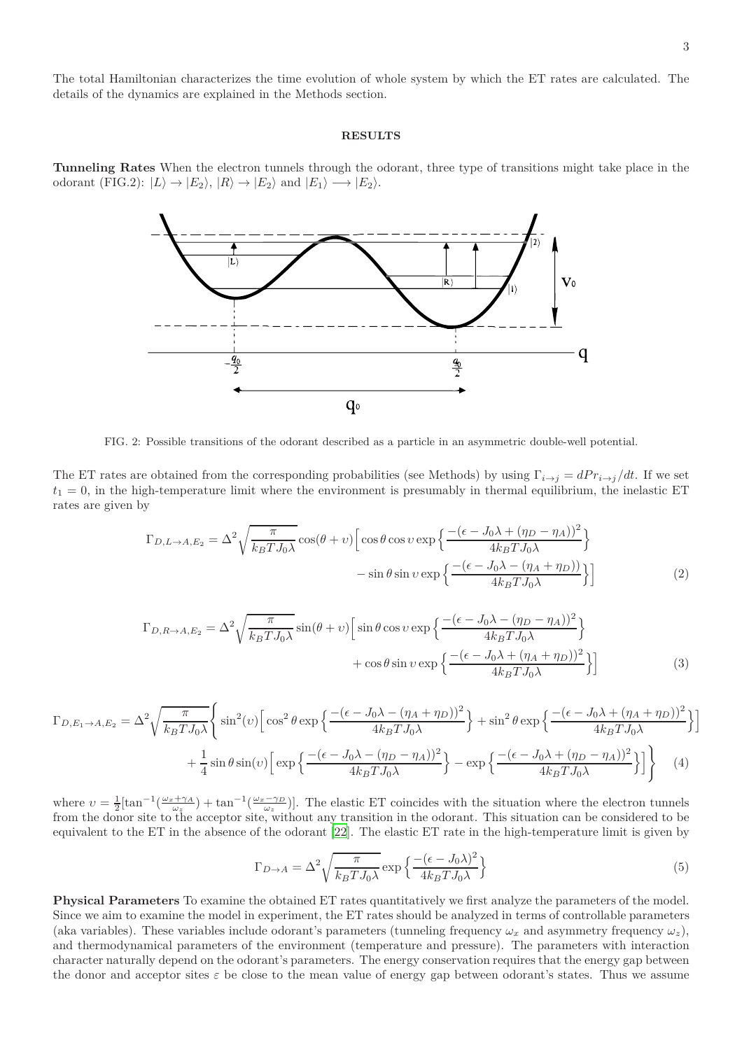The total Hamiltonian characterizes the time evolution of whole system by which the ET rates are calculated. The details of the dynamics are explained in the Methods section.

## RESULTS

**Tunneling Rates** When the electron tunnels through the odorant, three type of transitions might take place in the odorant (FIG.2): $|L\rangle \rightarrow |E_2\rangle$, $|R\rangle \rightarrow |E_2\rangle$ and $|E_1\rangle \longrightarrow |E_2\rangle$.

FIG. 2: Possible transitions of the odorant described as a particle in an asymmetric double-well potential.

The ET rates are obtained from the corresponding probabilities (see Methods) by using $\Gamma_{i\rightarrow j} = dPr_{i\rightarrow j}/dt$. If we set $t_1 = 0$, in the high-temperature limit where the environment is presumably in thermal equilibrium, the inelastic ET rates are given by

$$\Gamma_{D,L\rightarrow A,E_2} = \Delta^2\sqrt{\frac{\pi}{k_BTJ_0\lambda}}\cos(\theta+\upsilon)\Big[\cos\theta\cos\upsilon\exp\Big\{\frac{-(\epsilon-J_0\lambda+(\eta_D-\eta_A))^2}{4k_BTJ_0\lambda}\Big\} - \sin\theta\sin\upsilon\exp\Big\{\frac{-(\epsilon-J_0\lambda-(\eta_A+\eta_D))}{4k_BTJ_0\lambda}\Big\}\Big] \tag{2}$$

$$\Gamma_{D,R\rightarrow A,E_2} = \Delta^2\sqrt{\frac{\pi}{k_BTJ_0\lambda}}\sin(\theta+\upsilon)\Big[\sin\theta\cos\upsilon\exp\Big\{\frac{-(\epsilon-J_0\lambda-(\eta_D-\eta_A))^2}{4k_BTJ_0\lambda}\Big\} + \cos\theta\sin\upsilon\exp\Big\{\frac{-(\epsilon-J_0\lambda+(\eta_A+\eta_D))^2}{4k_BTJ_0\lambda}\Big\}\Big] \tag{3}$$

$$\Gamma_{D,E_1\rightarrow A,E_2} = \Delta^2\sqrt{\frac{\pi}{k_BTJ_0\lambda}}\Bigg\{\sin^2(\upsilon)\Big[\cos^2\theta\exp\Big\{\frac{-(\epsilon-J_0\lambda-(\eta_A+\eta_D))^2}{4k_BTJ_0\lambda}\Big\} + \sin^2\theta\exp\Big\{\frac{-(\epsilon-J_0\lambda+(\eta_A+\eta_D))^2}{4k_BTJ_0\lambda}\Big\}\Big] + \frac{1}{4}\sin\theta\sin(\upsilon)\Big[\exp\Big\{\frac{-(\epsilon-J_0\lambda-(\eta_D-\eta_A))^2}{4k_BTJ_0\lambda}\Big\} - \exp\Big\{\frac{-(\epsilon-J_0\lambda+(\eta_D-\eta_A))^2}{4k_BTJ_0\lambda}\Big\}\Big]\Bigg\} \tag{4}$$

where $\upsilon = \frac{1}{2}[\tan^{-1}(\frac{\omega_x+\gamma_A}{\omega_z}) + \tan^{-1}(\frac{\omega_x-\gamma_D}{\omega_z})]$. The elastic ET coincides with the situation where the electron tunnels from the donor site to the acceptor site, without any transition in the odorant. This situation can be considered to be equivalent to the ET in the absence of the odorant [22]. The elastic ET rate in the high-temperature limit is given by

$$\Gamma_{D\rightarrow A} = \Delta^2\sqrt{\frac{\pi}{k_BTJ_0\lambda}}\exp\Big\{\frac{-(\epsilon-J_0\lambda)^2}{4k_BTJ_0\lambda}\Big\} \tag{5}$$

**Physical Parameters** To examine the obtained ET rates quantitatively we first analyze the parameters of the model. Since we aim to examine the model in experiment, the ET rates should be analyzed in terms of controllable parameters (aka variables). These variables include odorant's parameters (tunneling frequency $\omega_x$ and asymmetry frequency $\omega_z$), and thermodynamical parameters of the environment (temperature and pressure). The parameters with interaction character naturally depend on the odorant's parameters. The energy conservation requires that the energy gap between the donor and acceptor sites $\varepsilon$ be close to the mean value of energy gap between odorant's states. Thus we assume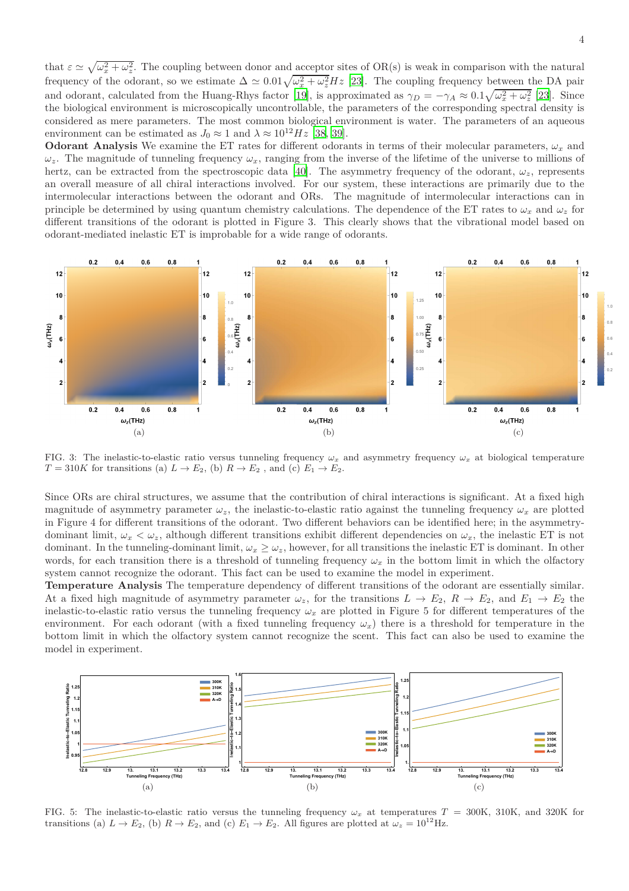that $\varepsilon \simeq \sqrt{\omega_x^2 + \omega_z^2}$. The coupling between donor and acceptor sites of OR(s) is weak in comparison with the natural frequency of the odorant, so we estimate $\Delta \simeq 0.01\sqrt{\omega_x^2 + \omega_z^2}Hz$ [23]. The coupling frequency between the DA pair and odorant, calculated from the Huang-Rhys factor [19], is approximated as $\gamma_D = -\gamma_A \approx 0.1\sqrt{\omega_x^2 + \omega_z^2}$ [23]. Since the biological environment is microscopically uncontrollable, the parameters of the corresponding spectral density is considered as mere parameters. The most common biological environment is water. The parameters of an aqueous environment can be estimated as $J_0 \approx 1$ and $\lambda \approx 10^{12}Hz$ [38, 39].

**Odorant Analysis** We examine the ET rates for different odorants in terms of their molecular parameters, $\omega_x$ and $\omega_z$. The magnitude of tunneling frequency $\omega_x$, ranging from the inverse of the lifetime of the universe to millions of hertz, can be extracted from the spectroscopic data [40]. The asymmetry frequency of the odorant, $\omega_z$, represents an overall measure of all chiral interactions involved. For our system, these interactions are primarily due to the intermolecular interactions between the odorant and ORs. The magnitude of intermolecular interactions can in principle be determined by using quantum chemistry calculations. The dependence of the ET rates to $\omega_x$ and $\omega_z$ for different transitions of the odorant is plotted in Figure 3. This clearly shows that the vibrational model based on odorant-mediated inelastic ET is improbable for a wide range of odorants.

FIG. 3: The inelastic-to-elastic ratio versus tunneling frequency $\omega_x$ and asymmetry frequency $\omega_x$ at biological temperature $T = 310K$ for transitions (a) $L \to E_2$, (b) $R \to E_2$ , and (c) $E_1 \to E_2$.

Since ORs are chiral structures, we assume that the contribution of chiral interactions is significant. At a fixed high magnitude of asymmetry parameter $\omega_z$, the inelastic-to-elastic ratio against the tunneling frequency $\omega_x$ are plotted in Figure 4 for different transitions of the odorant. Two different behaviors can be identified here; in the asymmetry-dominant limit, $\omega_x < \omega_z$, although different transitions exhibit different dependencies on $\omega_x$, the inelastic ET is not dominant. In the tunneling-dominant limit, $\omega_x \geq \omega_z$, however, for all transitions the inelastic ET is dominant. In other words, for each transition there is a threshold of tunneling frequency $\omega_x$ in the bottom limit in which the olfactory system cannot recognize the odorant. This fact can be used to examine the model in experiment.

**Temperature Analysis** The temperature dependency of different transitions of the odorant are essentially similar. At a fixed high magnitude of asymmetry parameter $\omega_z$, for the transitions $L \to E_2$, $R \to E_2$, and $E_1 \to E_2$ the inelastic-to-elastic ratio versus the tunneling frequency $\omega_x$ are plotted in Figure 5 for different temperatures of the environment. For each odorant (with a fixed tunneling frequency $\omega_x$) there is a threshold for temperature in the bottom limit in which the olfactory system cannot recognize the scent. This fact can also be used to examine the model in experiment.

FIG. 5: The inelastic-to-elastic ratio versus the tunneling frequency $\omega_x$ at temperatures $T$ = 300K, 310K, and 320K for transitions (a) $L \to E_2$, (b) $R \to E_2$, and (c) $E_1 \to E_2$. All figures are plotted at $\omega_z = 10^{12}$Hz.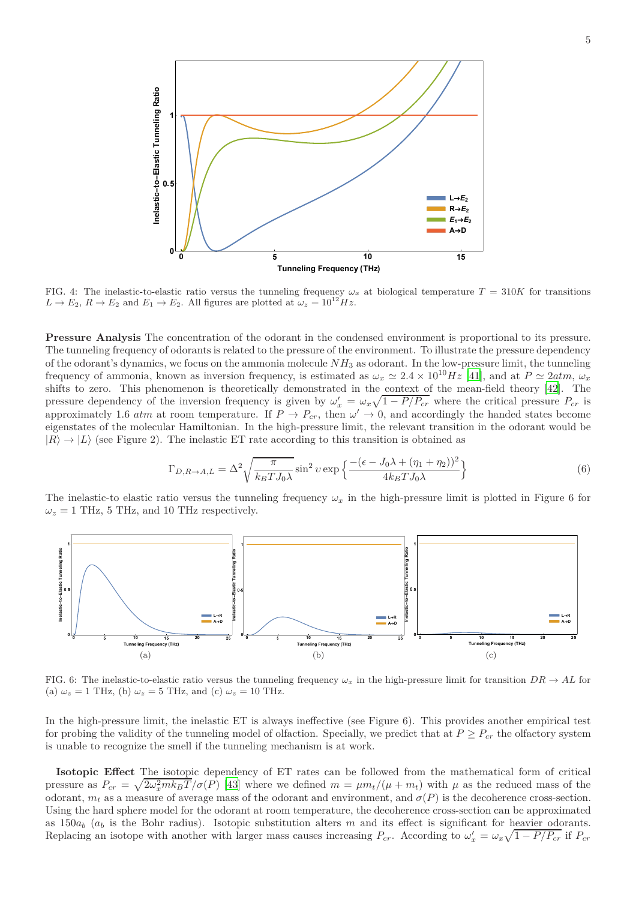FIG. 4: The inelastic-to-elastic ratio versus the tunneling frequency $\omega_x$ at biological temperature $T = 310K$ for transitions $L \to E_2$, $R \to E_2$ and $E_1 \to E_2$. All figures are plotted at $\omega_z = 10^{12} Hz$.

**Pressure Analysis** The concentration of the odorant in the condensed environment is proportional to its pressure. The tunneling frequency of odorants is related to the pressure of the environment. To illustrate the pressure dependency of the odorant's dynamics, we focus on the ammonia molecule $NH_3$ as odorant. In the low-pressure limit, the tunneling frequency of ammonia, known as inversion frequency, is estimated as $\omega_x \simeq 2.4 \times 10^{10} Hz$ [41], and at $P \simeq 2atm$, $\omega_x$ shifts to zero. This phenomenon is theoretically demonstrated in the context of the mean-field theory [42]. The pressure dependency of the inversion frequency is given by $\omega'_x = \omega_x \sqrt{1 - P/P_{cr}}$ where the critical pressure $P_{cr}$ is approximately 1.6 $atm$ at room temperature. If $P \to P_{cr}$, then $\omega' \to 0$, and accordingly the handed states become eigenstates of the molecular Hamiltonian. In the high-pressure limit, the relevant transition in the odorant would be $|R\rangle \to |L\rangle$ (see Figure 2). The inelastic ET rate according to this transition is obtained as

$$\Gamma_{D,R\to A,L} = \Delta^2 \sqrt{\frac{\pi}{k_B T J_0 \lambda}} \sin^2 \upsilon \exp\left\{ \frac{-(\epsilon - J_0\lambda + (\eta_1 + \eta_2))^2}{4k_B T J_0 \lambda} \right\} \tag{6}$$

The inelastic-to elastic ratio versus the tunneling frequency $\omega_x$ in the high-pressure limit is plotted in Figure 6 for $\omega_z = 1$ THz, 5 THz, and 10 THz respectively.

(a) (b) (c)

FIG. 6: The inelastic-to-elastic ratio versus the tunneling frequency $\omega_x$ in the high-pressure limit for transition $DR \to AL$ for (a) $\omega_z = 1$ THz, (b) $\omega_z = 5$ THz, and (c) $\omega_z = 10$ THz.

In the high-pressure limit, the inelastic ET is always ineffective (see Figure 6). This provides another empirical test for probing the validity of the tunneling model of olfaction. Specially, we predict that at $P \geq P_{cr}$ the olfactory system is unable to recognize the smell if the tunneling mechanism is at work.

**Isotopic Effect** The isotopic dependency of ET rates can be followed from the mathematical form of critical pressure as $P_{cr} = \sqrt{2\omega_x^2 m k_B T}/\sigma(P)$ [43] where we defined $m = \mu m_t/(\mu + m_t)$ with $\mu$ as the reduced mass of the odorant, $m_t$ as a measure of average mass of the odorant and environment, and $\sigma(P)$ is the decoherence cross-section. Using the hard sphere model for the odorant at room temperature, the decoherence cross-section can be approximated as $150a_b$ ($a_b$ is the Bohr radius). Isotopic substitution alters $m$ and its effect is significant for heavier odorants. Replacing an isotope with another with larger mass causes increasing $P_{cr}$. According to $\omega'_x = \omega_x \sqrt{1 - P/P_{cr}}$ if $P_{cr}$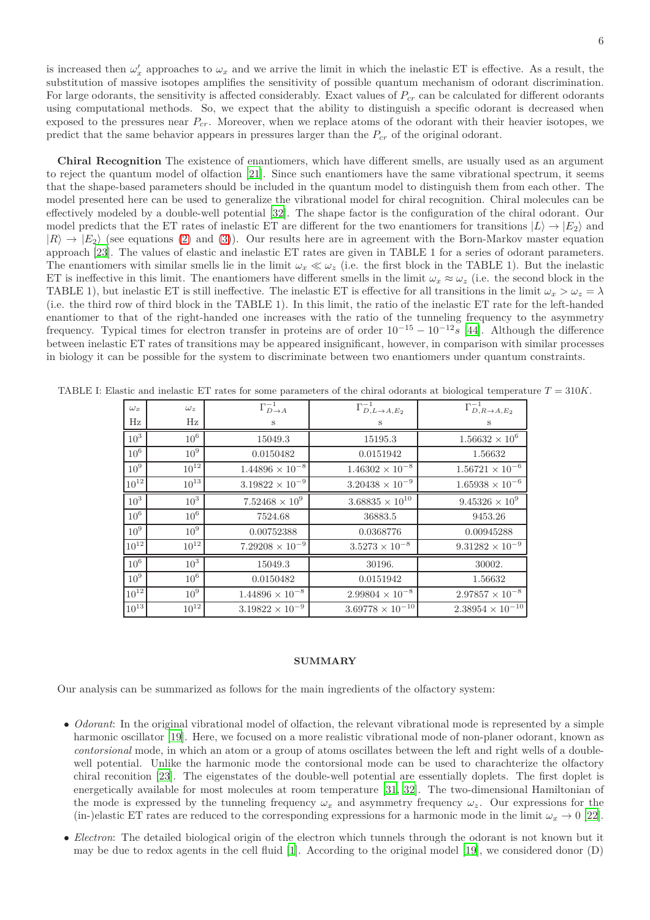is increased then $\omega_x'$ approaches to $\omega_x$ and we arrive the limit in which the inelastic ET is effective. As a result, the substitution of massive isotopes amplifies the sensitivity of possible quantum mechanism of odorant discrimination. For large odorants, the sensitivity is affected considerably. Exact values of $P_{cr}$ can be calculated for different odorants using computational methods. So, we expect that the ability to distinguish a specific odorant is decreased when exposed to the pressures near $P_{cr}$. Moreover, when we replace atoms of the odorant with their heavier isotopes, we predict that the same behavior appears in pressures larger than the $P_{cr}$ of the original odorant.

**Chiral Recognition** The existence of enantiomers, which have different smells, are usually used as an argument to reject the quantum model of olfaction [21]. Since such enantiomers have the same vibrational spectrum, it seems that the shape-based parameters should be included in the quantum model to distinguish them from each other. The model presented here can be used to generalize the vibrational model for chiral recognition. Chiral molecules can be effectively modeled by a double-well potential [32]. The shape factor is the configuration of the chiral odorant. Our model predicts that the ET rates of inelastic ET are different for the two enantiomers for transitions $|L\rangle \to |E_2\rangle$ and $|R\rangle \to |E_2\rangle$ (see equations (2) and (3)). Our results here are in agreement with the Born-Markov master equation approach [23]. The values of elastic and inelastic ET rates are given in TABLE 1 for a series of odorant parameters. The enantiomers with similar smells lie in the limit $\omega_x \ll \omega_z$ (i.e. the first block in the TABLE 1). But the inelastic ET is ineffective in this limit. The enantiomers have different smells in the limit $\omega_x \approx \omega_z$ (i.e. the second block in the TABLE 1), but inelastic ET is still ineffective. The inelastic ET is effective for all transitions in the limit $\omega_x > \omega_z = \lambda$ (i.e. the third row of third block in the TABLE 1). In this limit, the ratio of the inelastic ET rate for the left-handed enantiomer to that of the right-handed one increases with the ratio of the tunneling frequency to the asymmetry frequency. Typical times for electron transfer in proteins are of order $10^{-15} - 10^{-12}s$ [44]. Although the difference between inelastic ET rates of transitions may be appeared insignificant, however, in comparison with similar processes in biology it can be possible for the system to discriminate between two enantiomers under quantum constraints.

TABLE I: Elastic and inelastic ET rates for some parameters of the chiral odorants at biological temperature $T = 310K$.

| $\omega_x$ Hz | $\omega_z$ Hz | $\Gamma^{-1}_{D\to A}$ s | $\Gamma^{-1}_{D,L\to A,E_2}$ s | $\Gamma^{-1}_{D,R\to A,E_2}$ s |
|---|---|---|---|---|
| $10^3$ | $10^6$ | 15049.3 | 15195.3 | $1.56632 \times 10^6$ |
| $10^6$ | $10^9$ | 0.0150482 | 0.0151942 | 1.56632 |
| $10^9$ | $10^{12}$ | $1.44896 \times 10^{-8}$ | $1.46302 \times 10^{-8}$ | $1.56721 \times 10^{-6}$ |
| $10^{12}$ | $10^{13}$ | $3.19822 \times 10^{-9}$ | $3.20438 \times 10^{-9}$ | $1.65938 \times 10^{-6}$ |
| $10^3$ | $10^3$ | $7.52468 \times 10^9$ | $3.68835 \times 10^{10}$ | $9.45326 \times 10^9$ |
| $10^6$ | $10^6$ | 7524.68 | 36883.5 | 9453.26 |
| $10^9$ | $10^9$ | 0.00752388 | 0.0368776 | 0.00945288 |
| $10^{12}$ | $10^{12}$ | $7.29208 \times 10^{-9}$ | $3.5273 \times 10^{-8}$ | $9.31282 \times 10^{-9}$ |
| $10^6$ | $10^3$ | 15049.3 | 30196. | 30002. |
| $10^9$ | $10^6$ | 0.0150482 | 0.0151942 | 1.56632 |
| $10^{12}$ | $10^9$ | $1.44896 \times 10^{-8}$ | $2.99804 \times 10^{-8}$ | $2.97857 \times 10^{-8}$ |
| $10^{13}$ | $10^{12}$ | $3.19822 \times 10^{-9}$ | $3.69778 \times 10^{-10}$ | $2.38954 \times 10^{-10}$ |

## SUMMARY

Our analysis can be summarized as follows for the main ingredients of the olfactory system:

- *Odorant*: In the original vibrational model of olfaction, the relevant vibrational mode is represented by a simple harmonic oscillator [19]. Here, we focused on a more realistic vibrational mode of non-planer odorant, known as *contorsional* mode, in which an atom or a group of atoms oscillates between the left and right wells of a double-well potential. Unlike the harmonic mode the contorsional mode can be used to charachterize the olfactory chiral reconition [23]. The eigenstates of the double-well potential are essentially doplets. The first doplet is energetically available for most molecules at room temperature [31, 32]. The two-dimensional Hamiltonian of the mode is expressed by the tunneling frequency $\omega_x$ and asymmetry frequency $\omega_z$. Our expressions for the (in-)elastic ET rates are reduced to the corresponding expressions for a harmonic mode in the limit $\omega_x \to 0$ [22].

- *Electron*: The detailed biological origin of the electron which tunnels through the odorant is not known but it may be due to redox agents in the cell fluid [1]. According to the original model [19], we considered donor (D)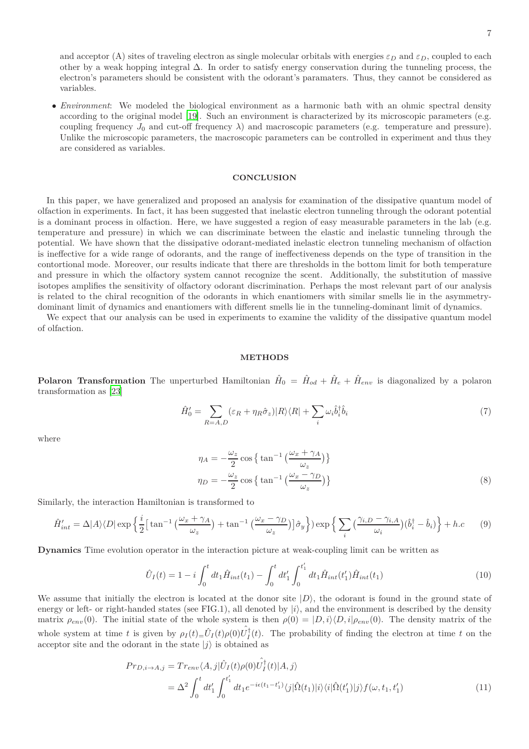and acceptor (A) sites of traveling electron as single molecular orbitals with energies $\varepsilon_D$ and $\varepsilon_D$, coupled to each other by a weak hopping integral $\Delta$. In order to satisfy energy conservation during the tunneling process, the electron's parameters should be consistent with the odorant's paramaters. Thus, they cannot be considered as variables.

- *Environment*: We modeled the biological environment as a harmonic bath with an ohmic spectral density according to the original model [19]. Such an environment is characterized by its microscopic parameters (e.g. coupling frequency $J_0$ and cut-off frequency $\lambda$) and macroscopic parameters (e.g. temperature and pressure). Unlike the microscopic parameters, the macroscopic parameters can be controlled in experiment and thus they are considered as variables.

## CONCLUSION

In this paper, we have generalized and proposed an analysis for examination of the dissipative quantum model of olfaction in experiments. In fact, it has been suggested that inelastic electron tunneling through the odorant potential is a dominant process in olfaction. Here, we have suggested a region of easy measurable parameters in the lab (e.g. temperature and pressure) in which we can discriminate between the elastic and inelastic tunneling through the potential. We have shown that the dissipative odorant-mediated inelastic electron tunneling mechanism of olfaction is ineffective for a wide range of odorants, and the range of ineffectiveness depends on the type of transition in the contortional mode. Moreover, our results indicate that there are thresholds in the bottom limit for both temperature and pressure in which the olfactory system cannot recognize the scent. Additionally, the substitution of massive isotopes amplifies the sensitivity of olfactory odorant discrimination. Perhaps the most relevant part of our analysis is related to the chiral recognition of the odorants in which enantiomers with similar smells lie in the asymmetry-dominant limit of dynamics and enantiomers with different smells lie in the tunneling-dominant limit of dynamics.

We expect that our analysis can be used in experiments to examine the validity of the dissipative quantum model of olfaction.

## METHODS

**Polaron Transformation** The unperturbed Hamiltonian $\hat{H}_0 = \hat{H}_{od} + \hat{H}_e + \hat{H}_{env}$ is diagonalized by a polaron transformation as [23]

$$\hat{H}'_0 = \sum_{R=A,D} (\varepsilon_R + \eta_R \hat{\sigma}_z)|R\rangle\langle R| + \sum_i \omega_i \hat{b}_i^\dagger \hat{b}_i \tag{7}$$

where

$$\begin{aligned}
\eta_A &= -\frac{\omega_z}{2}\cos\big\{\tan^{-1}\big(\frac{\omega_x+\gamma_A}{\omega_z}\big)\big\} \\
\eta_D &= -\frac{\omega_z}{2}\cos\big\{\tan^{-1}\big(\frac{\omega_x-\gamma_D}{\omega_z}\big)\big\}
\end{aligned} \tag{8}$$

Similarly, the interaction Hamiltonian is transformed to

$$\hat{H}'_{int} = \Delta|A\rangle\langle D|\exp\Big\{\frac{i}{2}\big[\tan^{-1}\big(\frac{\omega_x+\gamma_A}{\omega_z}\big)+\tan^{-1}\big(\frac{\omega_x-\gamma_D}{\omega_z}\big)\big]\hat{\sigma}_y\Big\}\big)\exp\Big\{\sum_i\big(\frac{\gamma_{i,D}-\gamma_{i,A}}{\omega_i}\big)(\hat{b}_i^\dagger-\hat{b}_i)\Big\}+h.c \tag{9}$$

**Dynamics** Time evolution operator in the interaction picture at weak-coupling limit can be written as

$$\hat{U}_I(t) = 1 - i\int_0^t dt_1 \hat{H}_{int}(t_1) - \int_0^t dt'_1 \int_0^{t'_1} dt_1 \hat{H}_{int}(t'_1)\hat{H}_{int}(t_1) \tag{10}$$

We assume that initially the electron is located at the donor site $|D\rangle$, the odorant is found in the ground state of energy or left- or right-handed states (see FIG.1), all denoted by $|i\rangle$, and the environment is described by the density matrix $\rho_{env}(0)$. The initial state of the whole system is then $\rho(0) = |D,i\rangle\langle D,i|\rho_{env}(0)$. The density matrix of the whole system at time $t$ is given by $\rho_I(t)_=\hat{U}_I(t)\rho(0)\hat{U}_I^\dagger(t)$. The probability of finding the electron at time $t$ on the acceptor site and the odorant in the state $|j\rangle$ is obtained as

$$\begin{aligned}
Pr_{D,i\rightarrow A,j} &= Tr_{env}\langle A,j|\hat{U}_I(t)\rho(0)\hat{U}_I^\dagger(t)|A,j\rangle \\
&= \Delta^2\int_0^t dt'_1\int_0^{t'_1} dt_1 e^{-i\epsilon(t_1-t'_1)}\langle j|\hat{\Omega}(t_1)|i\rangle\langle i|\hat{\Omega}(t'_1)|j\rangle f(\omega,t_1,t'_1)
\end{aligned} \tag{11}$$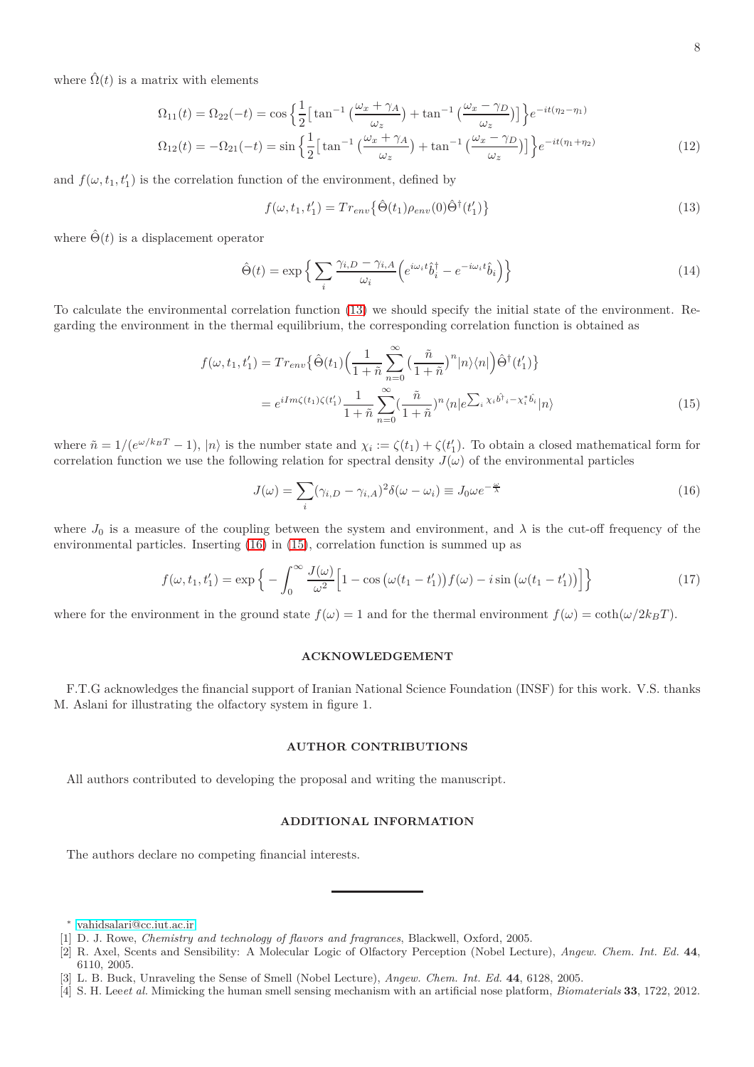where $\hat{\Omega}(t)$ is a matrix with elements

$$
\begin{aligned}
\Omega_{11}(t) = \Omega_{22}(-t) &= \cos\Big\{\frac{1}{2}\big[\tan^{-1}\big(\frac{\omega_x+\gamma_A}{\omega_z}\big)+\tan^{-1}\big(\frac{\omega_x-\gamma_D}{\omega_z}\big)\big]\Big\}e^{-it(\eta_2-\eta_1)} \\
\Omega_{12}(t) = -\Omega_{21}(-t) &= \sin\Big\{\frac{1}{2}\big[\tan^{-1}\big(\frac{\omega_x+\gamma_A}{\omega_z}\big)+\tan^{-1}\big(\frac{\omega_x-\gamma_D}{\omega_z}\big)\big]\Big\}e^{-it(\eta_1+\eta_2)}
\end{aligned} \tag{12}
$$

and $f(\omega, t_1, t_1')$ is the correlation function of the environment, defined by

$$
f(\omega, t_1, t_1') = Tr_{env}\big\{\hat{\Theta}(t_1)\rho_{env}(0)\hat{\Theta}^\dagger(t_1')\big\} \tag{13}
$$

where $\hat{\Theta}(t)$ is a displacement operator

$$
\hat{\Theta}(t) = \exp\Big\{\sum_i \frac{\gamma_{i,D}-\gamma_{i,A}}{\omega_i}\Big(e^{i\omega_i t}\hat{b}_i^\dagger - e^{-i\omega_i t}\hat{b}_i\Big)\Big\} \tag{14}
$$

To calculate the environmental correlation function (13) we should specify the initial state of the environment. Regarding the environment in the thermal equilibrium, the corresponding correlation function is obtained as

$$
\begin{aligned}
f(\omega, t_1, t_1') &= Tr_{env}\big\{\hat{\Theta}(t_1)\Big(\frac{1}{1+\tilde{n}}\sum_{n=0}^{\infty}\big(\frac{\tilde{n}}{1+\tilde{n}}\big)^n|n\rangle\langle n|\Big)\hat{\Theta}^\dagger(t_1')\big\} \\
&= e^{iIm\zeta(t_1)\zeta(t_1')}\frac{1}{1+\tilde{n}}\sum_{n=0}^{\infty}\big(\frac{\tilde{n}}{1+\tilde{n}}\big)^n\langle n|e^{\sum_i \chi_i \hat{b^\dagger}_i - \chi_i^* \hat{b_i}}|n\rangle
\end{aligned} \tag{15}
$$

where $\tilde{n} = 1/(e^{\omega/k_BT}-1)$, $|n\rangle$ is the number state and $\chi_i := \zeta(t_1)+\zeta(t_1')$. To obtain a closed mathematical form for correlation function we use the following relation for spectral density $J(\omega)$ of the environmental particles

$$
J(\omega) = \sum_i(\gamma_{i,D}-\gamma_{i,A})^2\delta(\omega-\omega_i) \equiv J_0\omega e^{-\frac{\omega}{\lambda}} \tag{16}
$$

where $J_0$ is a measure of the coupling between the system and environment, and $\lambda$ is the cut-off frequency of the environmental particles. Inserting (16) in (15), correlation function is summed up as

$$
f(\omega, t_1, t_1') = \exp\Big\{-\int_0^\infty \frac{J(\omega)}{\omega^2}\Big[1-\cos\big(\omega(t_1-t_1')\big)f(\omega) - i\sin\big(\omega(t_1-t_1')\big)\Big]\Big\} \tag{17}
$$

where for the environment in the ground state $f(\omega)=1$ and for the thermal environment $f(\omega)=\coth(\omega/2k_BT)$.

## ACKNOWLEDGEMENT

F.T.G acknowledges the financial support of Iranian National Science Foundation (INSF) for this work. V.S. thanks M. Aslani for illustrating the olfactory system in figure 1.

## AUTHOR CONTRIBUTIONS

All authors contributed to developing the proposal and writing the manuscript.

## ADDITIONAL INFORMATION

The authors declare no competing financial interests.

---

* vahidsalari@cc.iut.ac.ir

[1] D. J. Rowe, *Chemistry and technology of flavors and fragrances*, Blackwell, Oxford, 2005.

[2] R. Axel, Scents and Sensibility: A Molecular Logic of Olfactory Perception (Nobel Lecture), *Angew. Chem. Int. Ed.* **44**, 6110, 2005.

[3] L. B. Buck, Unraveling the Sense of Smell (Nobel Lecture), *Angew. Chem. Int. Ed.* **44**, 6128, 2005.

[4] S. H. Lee*et al.* Mimicking the human smell sensing mechanism with an artificial nose platform, *Biomaterials* **33**, 1722, 2012.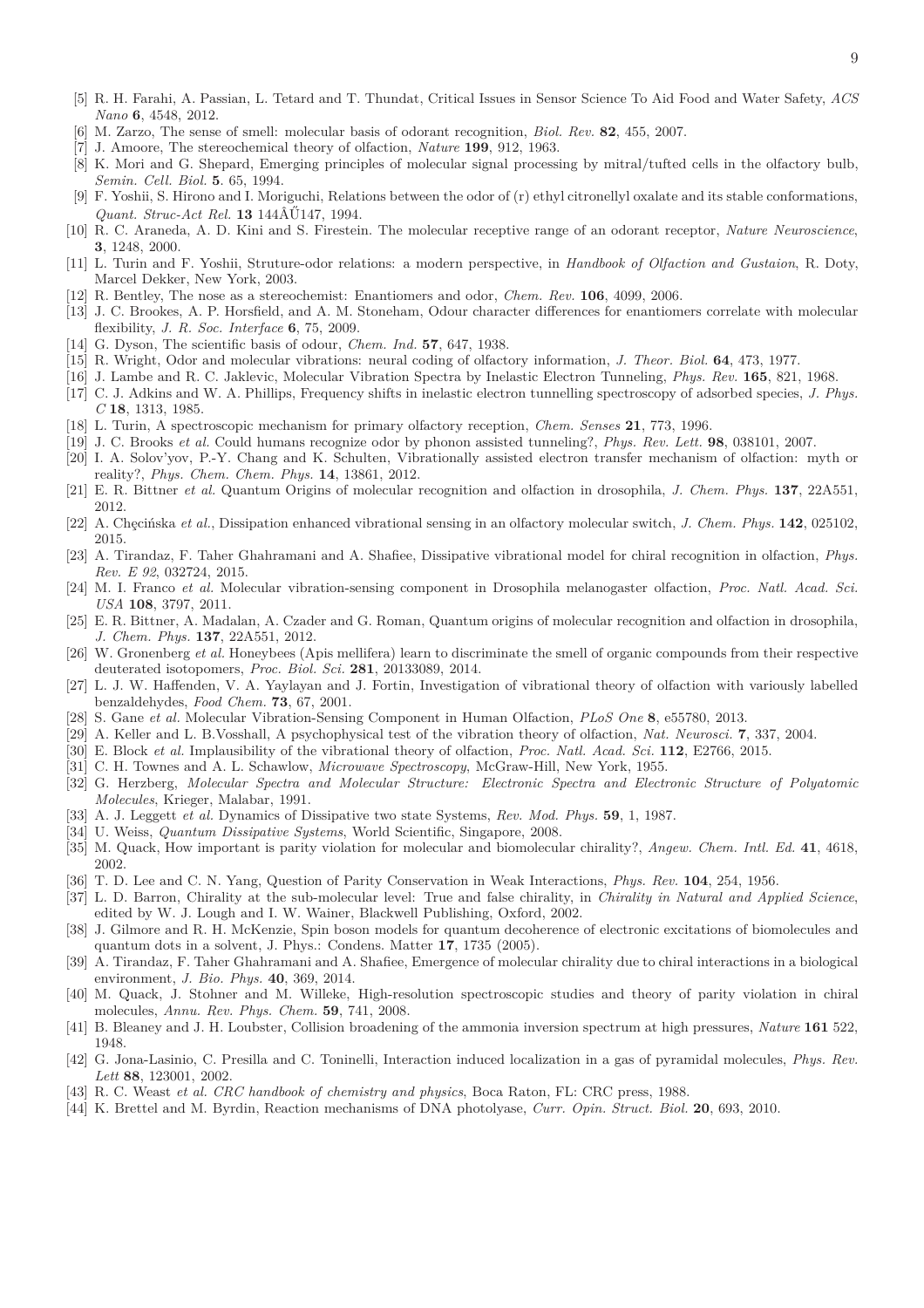[5] R. H. Farahi, A. Passian, L. Tetard and T. Thundat, Critical Issues in Sensor Science To Aid Food and Water Safety, *ACS Nano* **6**, 4548, 2012.

[6] M. Zarzo, The sense of smell: molecular basis of odorant recognition, *Biol. Rev.* **82**, 455, 2007.

[7] J. Amoore, The stereochemical theory of olfaction, *Nature* **199**, 912, 1963.

[8] K. Mori and G. Shepard, Emerging principles of molecular signal processing by mitral/tufted cells in the olfactory bulb, *Semin. Cell. Biol.* **5**. 65, 1994.

[9] F. Yoshii, S. Hirono and I. Moriguchi, Relations between the odor of (r) ethyl citronellyl oxalate and its stable conformations, *Quant. Struc-Act Rel.* **13** 144ÂŰ147, 1994.

[10] R. C. Araneda, A. D. Kini and S. Firestein. The molecular receptive range of an odorant receptor, *Nature Neuroscience*, **3**, 1248, 2000.

[11] L. Turin and F. Yoshii, Struture-odor relations: a modern perspective, in *Handbook of Olfaction and Gustaion*, R. Doty, Marcel Dekker, New York, 2003.

[12] R. Bentley, The nose as a stereochemist: Enantiomers and odor, *Chem. Rev.* **106**, 4099, 2006.

[13] J. C. Brookes, A. P. Horsfield, and A. M. Stoneham, Odour character differences for enantiomers correlate with molecular flexibility, *J. R. Soc. Interface* **6**, 75, 2009.

[14] G. Dyson, The scientific basis of odour, *Chem. Ind.* **57**, 647, 1938.

[15] R. Wright, Odor and molecular vibrations: neural coding of olfactory information, *J. Theor. Biol.* **64**, 473, 1977.

[16] J. Lambe and R. C. Jaklevic, Molecular Vibration Spectra by Inelastic Electron Tunneling, *Phys. Rev.* **165**, 821, 1968.

[17] C. J. Adkins and W. A. Phillips, Frequency shifts in inelastic electron tunnelling spectroscopy of adsorbed species, *J. Phys. C* **18**, 1313, 1985.

[18] L. Turin, A spectroscopic mechanism for primary olfactory reception, *Chem. Senses* **21**, 773, 1996.

[19] J. C. Brooks *et al.* Could humans recognize odor by phonon assisted tunneling?, *Phys. Rev. Lett.* **98**, 038101, 2007.

[20] I. A. Solov'yov, P.-Y. Chang and K. Schulten, Vibrationally assisted electron transfer mechanism of olfaction: myth or reality?, *Phys. Chem. Chem. Phys.* **14**, 13861, 2012.

[21] E. R. Bittner *et al.* Quantum Origins of molecular recognition and olfaction in drosophila, *J. Chem. Phys.* **137**, 22A551, 2012.

[22] A. Chęcińska *et al.*, Dissipation enhanced vibrational sensing in an olfactory molecular switch, *J. Chem. Phys.* **142**, 025102, 2015.

[23] A. Tirandaz, F. Taher Ghahramani and A. Shafiee, Dissipative vibrational model for chiral recognition in olfaction, *Phys. Rev. E 92*, 032724, 2015.

[24] M. I. Franco *et al.* Molecular vibration-sensing component in Drosophila melanogaster olfaction, *Proc. Natl. Acad. Sci. USA* **108**, 3797, 2011.

[25] E. R. Bittner, A. Madalan, A. Czader and G. Roman, Quantum origins of molecular recognition and olfaction in drosophila, *J. Chem. Phys.* **137**, 22A551, 2012.

[26] W. Gronenberg *et al.* Honeybees (Apis mellifera) learn to discriminate the smell of organic compounds from their respective deuterated isotopomers, *Proc. Biol. Sci.* **281**, 20133089, 2014.

[27] L. J. W. Haffenden, V. A. Yaylayan and J. Fortin, Investigation of vibrational theory of olfaction with variously labelled benzaldehydes, *Food Chem.* **73**, 67, 2001.

[28] S. Gane *et al.* Molecular Vibration-Sensing Component in Human Olfaction, *PLoS One* **8**, e55780, 2013.

[29] A. Keller and L. B.Vosshall, A psychophysical test of the vibration theory of olfaction, *Nat. Neurosci.* **7**, 337, 2004.

[30] E. Block *et al.* Implausibility of the vibrational theory of olfaction, *Proc. Natl. Acad. Sci.* **112**, E2766, 2015.

[31] C. H. Townes and A. L. Schawlow, *Microwave Spectroscopy*, McGraw-Hill, New York, 1955.

[32] G. Herzberg, *Molecular Spectra and Molecular Structure: Electronic Spectra and Electronic Structure of Polyatomic Molecules*, Krieger, Malabar, 1991.

[33] A. J. Leggett *et al.* Dynamics of Dissipative two state Systems, *Rev. Mod. Phys.* **59**, 1, 1987.

[34] U. Weiss, *Quantum Dissipative Systems*, World Scientific, Singapore, 2008.

[35] M. Quack, How important is parity violation for molecular and biomolecular chirality?, *Angew. Chem. Intl. Ed.* **41**, 4618, 2002.

[36] T. D. Lee and C. N. Yang, Question of Parity Conservation in Weak Interactions, *Phys. Rev.* **104**, 254, 1956.

[37] L. D. Barron, Chirality at the sub-molecular level: True and false chirality, in *Chirality in Natural and Applied Science*, edited by W. J. Lough and I. W. Wainer, Blackwell Publishing, Oxford, 2002.

[38] J. Gilmore and R. H. McKenzie, Spin boson models for quantum decoherence of electronic excitations of biomolecules and quantum dots in a solvent, J. Phys.: Condens. Matter **17**, 1735 (2005).

[39] A. Tirandaz, F. Taher Ghahramani and A. Shafiee, Emergence of molecular chirality due to chiral interactions in a biological environment, *J. Bio. Phys.* **40**, 369, 2014.

[40] M. Quack, J. Stohner and M. Willeke, High-resolution spectroscopic studies and theory of parity violation in chiral molecules, *Annu. Rev. Phys. Chem.* **59**, 741, 2008.

[41] B. Bleaney and J. H. Loubster, Collision broadening of the ammonia inversion spectrum at high pressures, *Nature* **161** 522, 1948.

[42] G. Jona-Lasinio, C. Presilla and C. Toninelli, Interaction induced localization in a gas of pyramidal molecules, *Phys. Rev. Lett* **88**, 123001, 2002.

[43] R. C. Weast *et al. CRC handbook of chemistry and physics*, Boca Raton, FL: CRC press, 1988.

[44] K. Brettel and M. Byrdin, Reaction mechanisms of DNA photolyase, *Curr. Opin. Struct. Biol.* **20**, 693, 2010.